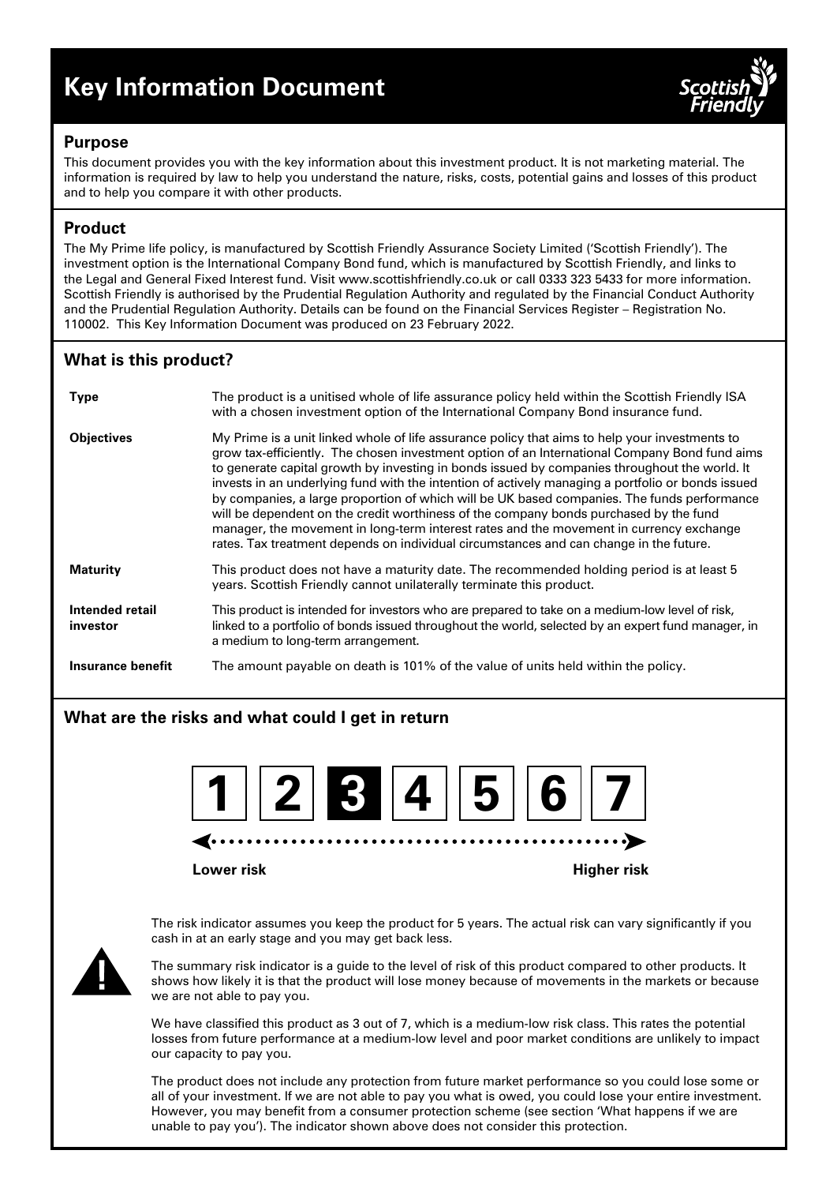# Key Information Document

## Purpose

This document provides you with the key information about this investment product. It is not marketing material. The information is required by law to help you understand the nature, risks, costs, potential gains and losses of this product and to help you compare it with other products.

## Product

The My Prime life policy, is manufactured by Scottish Friendly Assurance Society Limited ('Scottish Friendly'). The investment option is the International Company Bond fund, which is manufactured by Scottish Friendly, and links to the Legal and General Fixed Interest fund. Visit www.scottishfriendly.co.uk or call 0333 323 5433 for more information. Scottish Friendly is authorised by the Prudential Regulation Authority and regulated by the Financial Conduct Authority and the Prudential Regulation Authority. Details can be found on the Financial Services Register – Registration No. 110002. This Key Information Document was produced on 23 February 2022.

## What is this product?

| | |
|---|---|
| **Type** | The product is a unitised whole of life assurance policy held within the Scottish Friendly ISA with a chosen investment option of the International Company Bond insurance fund. |
| **Objectives** | My Prime is a unit linked whole of life assurance policy that aims to help your investments to grow tax-efficiently. The chosen investment option of an International Company Bond fund aims to generate capital growth by investing in bonds issued by companies throughout the world. It invests in an underlying fund with the intention of actively managing a portfolio or bonds issued by companies, a large proportion of which will be UK based companies. The funds performance will be dependent on the credit worthiness of the company bonds purchased by the fund manager, the movement in long-term interest rates and the movement in currency exchange rates. Tax treatment depends on individual circumstances and can change in the future. |
| **Maturity** | This product does not have a maturity date. The recommended holding period is at least 5 years. Scottish Friendly cannot unilaterally terminate this product. |
| **Intended retail investor** | This product is intended for investors who are prepared to take on a medium-low level of risk, linked to a portfolio of bonds issued throughout the world, selected by an expert fund manager, in a medium to long-term arrangement. |
| **Insurance benefit** | The amount payable on death is 101% of the value of units held within the policy. |

## What are the risks and what could I get in return

1 | 2 | **3** | 4 | 5 | 6 | 7

Lower risk ← → Higher risk

The risk indicator assumes you keep the product for 5 years. The actual risk can vary significantly if you cash in at an early stage and you may get back less.

The summary risk indicator is a guide to the level of risk of this product compared to other products. It shows how likely it is that the product will lose money because of movements in the markets or because we are not able to pay you.

We have classified this product as 3 out of 7, which is a medium-low risk class. This rates the potential losses from future performance at a medium-low level and poor market conditions are unlikely to impact our capacity to pay you.

The product does not include any protection from future market performance so you could lose some or all of your investment. If we are not able to pay you what is owed, you could lose your entire investment. However, you may benefit from a consumer protection scheme (see section 'What happens if we are unable to pay you'). The indicator shown above does not consider this protection.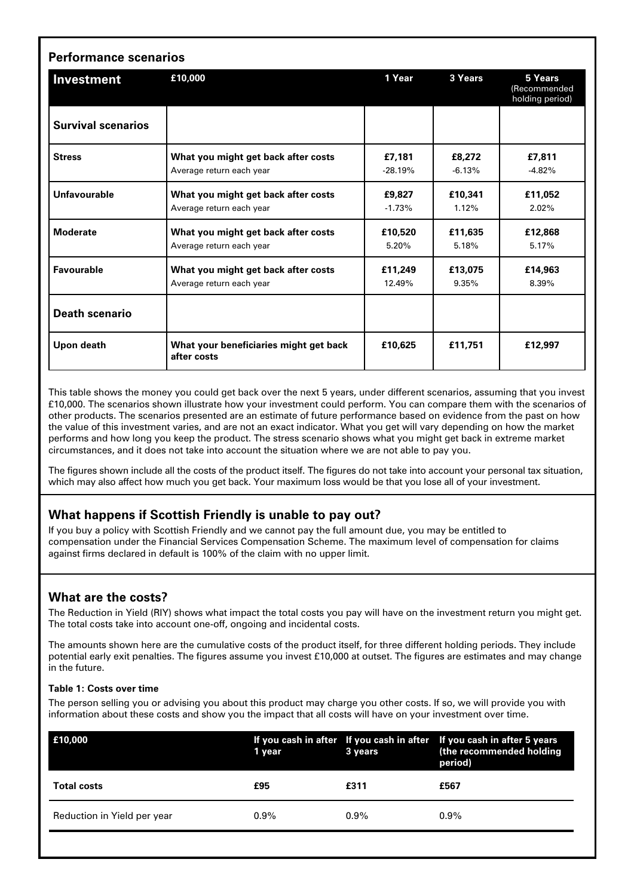## Performance scenarios

| Investment | £10,000 | 1 Year | 3 Years | 5 Years (Recommended holding period) |
|---|---|---|---|---|
| **Survival scenarios** | | | | |
| **Stress** | **What you might get back after costs**<br>Average return each year | **£7,181**<br>-28.19% | **£8,272**<br>-6.13% | **£7,811**<br>-4.82% |
| **Unfavourable** | **What you might get back after costs**<br>Average return each year | **£9,827**<br>-1.73% | **£10,341**<br>1.12% | **£11,052**<br>2.02% |
| **Moderate** | **What you might get back after costs**<br>Average return each year | **£10,520**<br>5.20% | **£11,635**<br>5.18% | **£12,868**<br>5.17% |
| **Favourable** | **What you might get back after costs**<br>Average return each year | **£11,249**<br>12.49% | **£13,075**<br>9.35% | **£14,963**<br>8.39% |
| **Death scenario** | | | | |
| **Upon death** | **What your beneficiaries might get back after costs** | **£10,625** | **£11,751** | **£12,997** |

This table shows the money you could get back over the next 5 years, under different scenarios, assuming that you invest £10,000. The scenarios shown illustrate how your investment could perform. You can compare them with the scenarios of other products. The scenarios presented are an estimate of future performance based on evidence from the past on how the value of this investment varies, and are not an exact indicator. What you get will vary depending on how the market performs and how long you keep the product. The stress scenario shows what you might get back in extreme market circumstances, and it does not take into account the situation where we are not able to pay you.

The figures shown include all the costs of the product itself. The figures do not take into account your personal tax situation, which may also affect how much you get back. Your maximum loss would be that you lose all of your investment.

## What happens if Scottish Friendly is unable to pay out?

If you buy a policy with Scottish Friendly and we cannot pay the full amount due, you may be entitled to compensation under the Financial Services Compensation Scheme. The maximum level of compensation for claims against firms declared in default is 100% of the claim with no upper limit.

## What are the costs?

The Reduction in Yield (RIY) shows what impact the total costs you pay will have on the investment return you might get. The total costs take into account one-off, ongoing and incidental costs.

The amounts shown here are the cumulative costs of the product itself, for three different holding periods. They include potential early exit penalties. The figures assume you invest £10,000 at outset. The figures are estimates and may change in the future.

#### Table 1: Costs over time

The person selling you or advising you about this product may charge you other costs. If so, we will provide you with information about these costs and show you the impact that all costs will have on your investment over time.

| £10,000 | If you cash in after 1 year | If you cash in after 3 years | If you cash in after 5 years (the recommended holding period) |
|---|---|---|---|
| **Total costs** | **£95** | **£311** | **£567** |
| Reduction in Yield per year | 0.9% | 0.9% | 0.9% |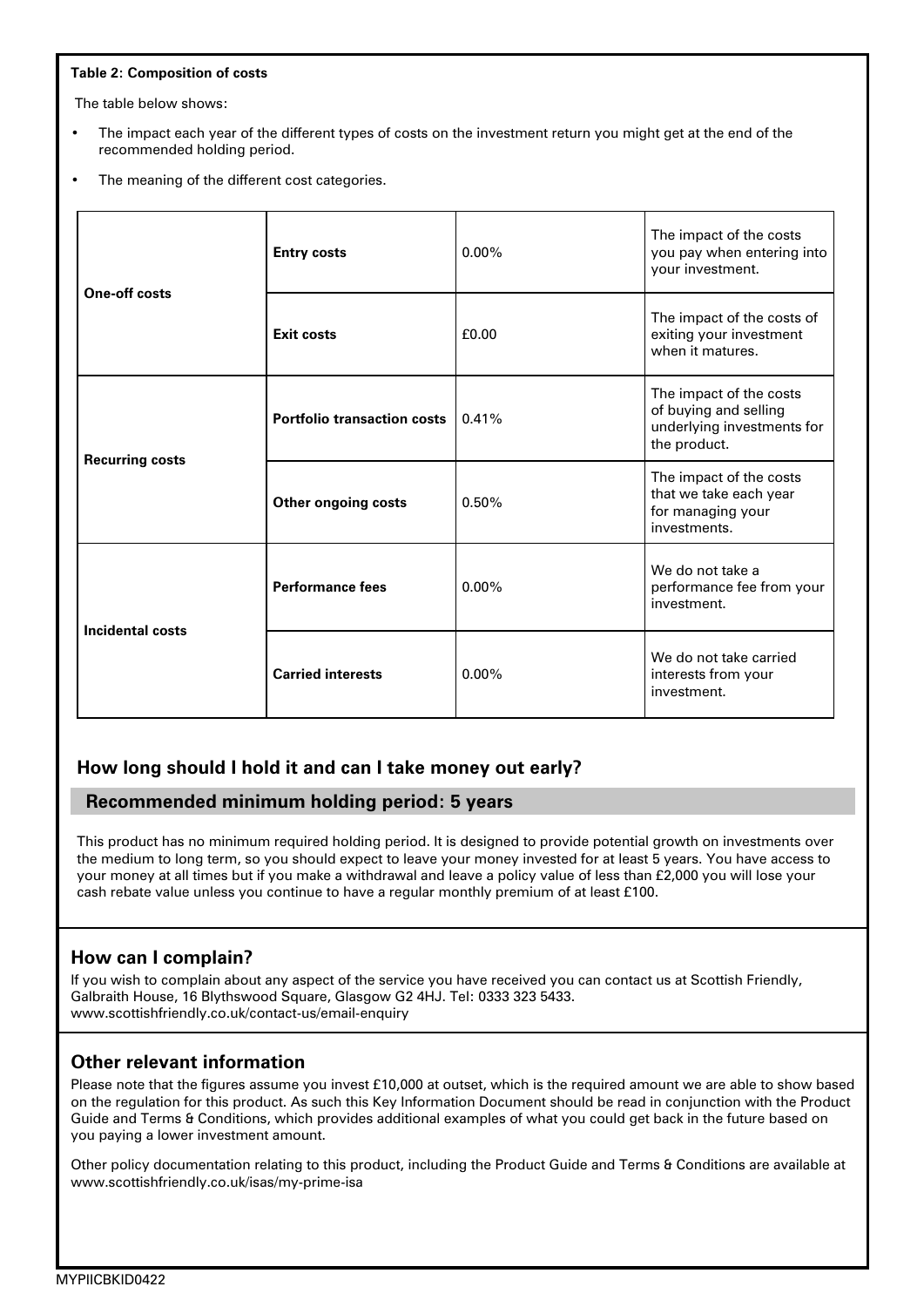**Table 2: Composition of costs**

The table below shows:

- The impact each year of the different types of costs on the investment return you might get at the end of the recommended holding period.
- The meaning of the different cost categories.

| | | | |
|---|---|---|---|
| **One-off costs** | **Entry costs** | 0.00% | The impact of the costs you pay when entering into your investment. |
| | **Exit costs** | £0.00 | The impact of the costs of exiting your investment when it matures. |
| **Recurring costs** | **Portfolio transaction costs** | 0.41% | The impact of the costs of buying and selling underlying investments for the product. |
| | **Other ongoing costs** | 0.50% | The impact of the costs that we take each year for managing your investments. |
| **Incidental costs** | **Performance fees** | 0.00% | We do not take a performance fee from your investment. |
| | **Carried interests** | 0.00% | We do not take carried interests from your investment. |

## How long should I hold it and can I take money out early?

### Recommended minimum holding period: 5 years

This product has no minimum required holding period. It is designed to provide potential growth on investments over the medium to long term, so you should expect to leave your money invested for at least 5 years. You have access to your money at all times but if you make a withdrawal and leave a policy value of less than £2,000 you will lose your cash rebate value unless you continue to have a regular monthly premium of at least £100.

## How can I complain?

If you wish to complain about any aspect of the service you have received you can contact us at Scottish Friendly, Galbraith House, 16 Blythswood Square, Glasgow G2 4HJ. Tel: 0333 323 5433.
www.scottishfriendly.co.uk/contact-us/email-enquiry

## Other relevant information

Please note that the figures assume you invest £10,000 at outset, which is the required amount we are able to show based on the regulation for this product. As such this Key Information Document should be read in conjunction with the Product Guide and Terms & Conditions, which provides additional examples of what you could get back in the future based on you paying a lower investment amount.

Other policy documentation relating to this product, including the Product Guide and Terms & Conditions are available at www.scottishfriendly.co.uk/isas/my-prime-isa

MYPIICBKID0422